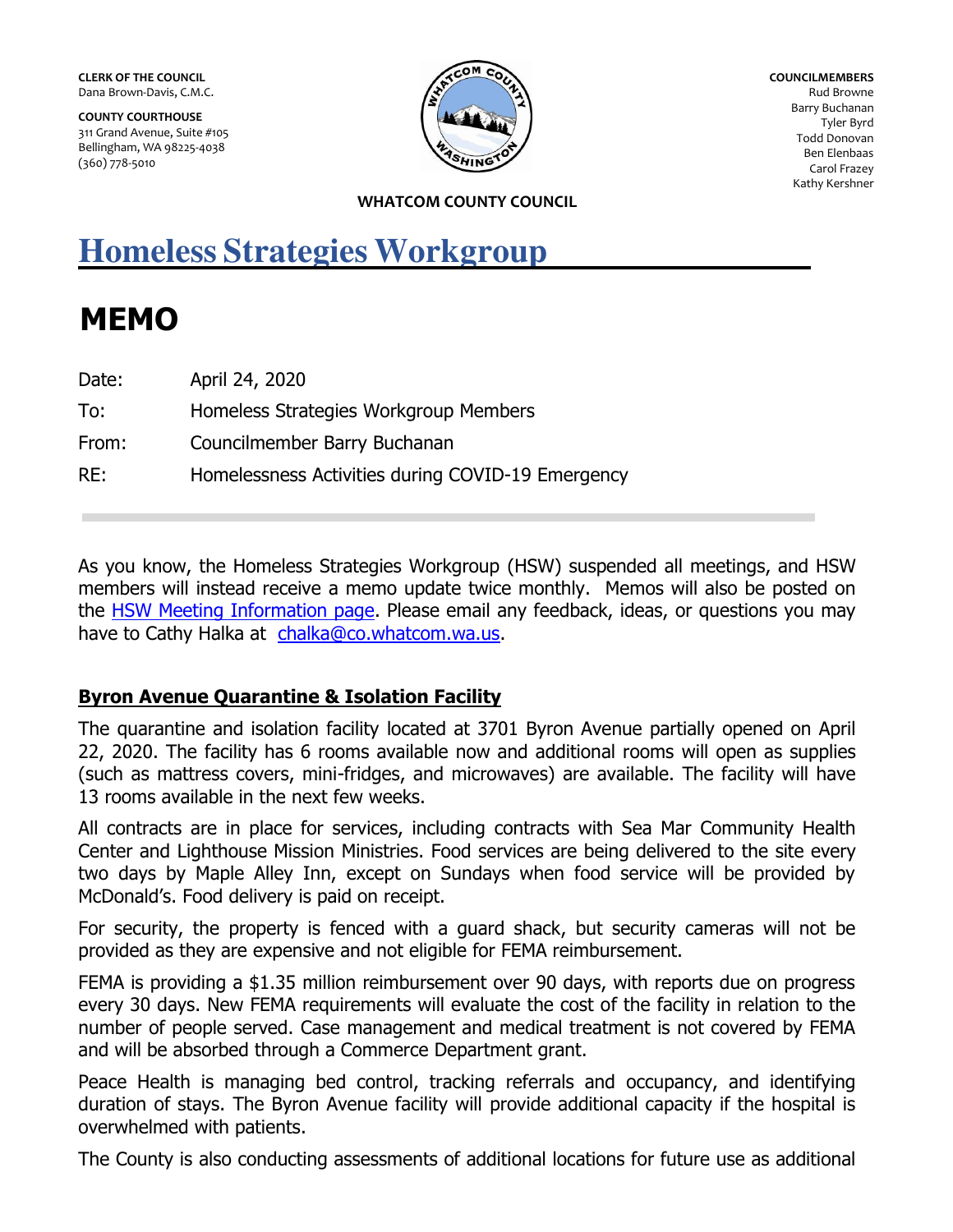CLERK OF THE COUNCIL
Dana Brown-Davis, C.M.C.

COUNTY COURTHOUSE
311 Grand Avenue, Suite #105
Bellingham, WA 98225-4038
(360) 778-5010

COUNCILMEMBERS
Rud Browne
Barry Buchanan
Tyler Byrd
Todd Donovan
Ben Elenbaas
Carol Frazey
Kathy Kershner

WHATCOM COUNTY COUNCIL

# Homeless Strategies Workgroup

# MEMO

Date: April 24, 2020

To: Homeless Strategies Workgroup Members

From: Councilmember Barry Buchanan

RE: Homelessness Activities during COVID-19 Emergency

As you know, the Homeless Strategies Workgroup (HSW) suspended all meetings, and HSW members will instead receive a memo update twice monthly. Memos will also be posted on the HSW Meeting Information page. Please email any feedback, ideas, or questions you may have to Cathy Halka at chalka@co.whatcom.wa.us.

## Byron Avenue Quarantine & Isolation Facility

The quarantine and isolation facility located at 3701 Byron Avenue partially opened on April 22, 2020. The facility has 6 rooms available now and additional rooms will open as supplies (such as mattress covers, mini-fridges, and microwaves) are available. The facility will have 13 rooms available in the next few weeks.

All contracts are in place for services, including contracts with Sea Mar Community Health Center and Lighthouse Mission Ministries. Food services are being delivered to the site every two days by Maple Alley Inn, except on Sundays when food service will be provided by McDonald's. Food delivery is paid on receipt.

For security, the property is fenced with a guard shack, but security cameras will not be provided as they are expensive and not eligible for FEMA reimbursement.

FEMA is providing a $1.35 million reimbursement over 90 days, with reports due on progress every 30 days. New FEMA requirements will evaluate the cost of the facility in relation to the number of people served. Case management and medical treatment is not covered by FEMA and will be absorbed through a Commerce Department grant.

Peace Health is managing bed control, tracking referrals and occupancy, and identifying duration of stays. The Byron Avenue facility will provide additional capacity if the hospital is overwhelmed with patients.

The County is also conducting assessments of additional locations for future use as additional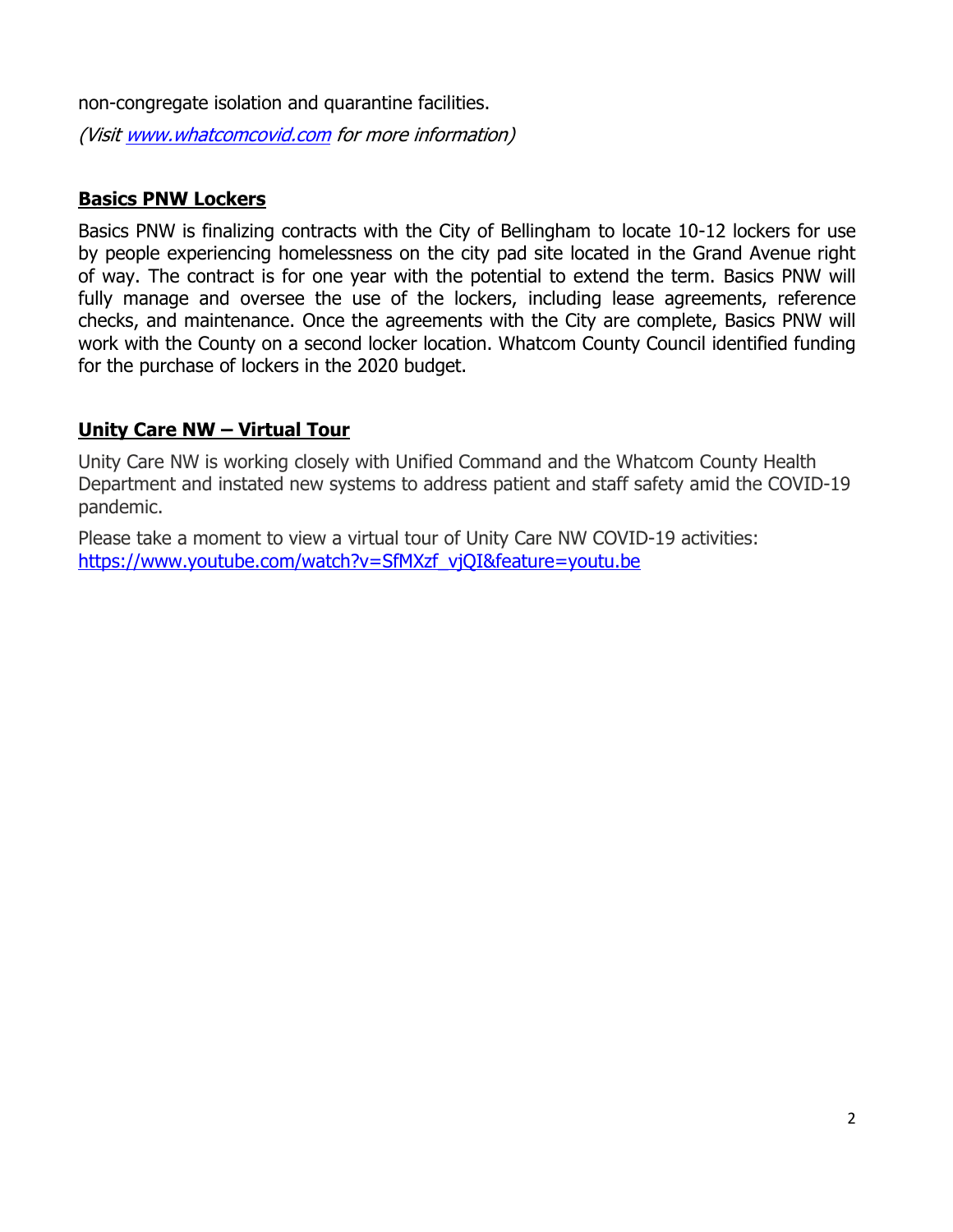non-congregate isolation and quarantine facilities.

*(Visit [www.whatcomcovid.com](http://www.whatcomcovid.com) for more information)*

## Basics PNW Lockers

Basics PNW is finalizing contracts with the City of Bellingham to locate 10-12 lockers for use by people experiencing homelessness on the city pad site located in the Grand Avenue right of way. The contract is for one year with the potential to extend the term. Basics PNW will fully manage and oversee the use of the lockers, including lease agreements, reference checks, and maintenance. Once the agreements with the City are complete, Basics PNW will work with the County on a second locker location. Whatcom County Council identified funding for the purchase of lockers in the 2020 budget.

## Unity Care NW – Virtual Tour

Unity Care NW is working closely with Unified Command and the Whatcom County Health Department and instated new systems to address patient and staff safety amid the COVID-19 pandemic.

Please take a moment to view a virtual tour of Unity Care NW COVID-19 activities: [https://www.youtube.com/watch?v=SfMXzf_vjQI&feature=youtu.be](https://www.youtube.com/watch?v=SfMXzf_vjQI&feature=youtu.be)